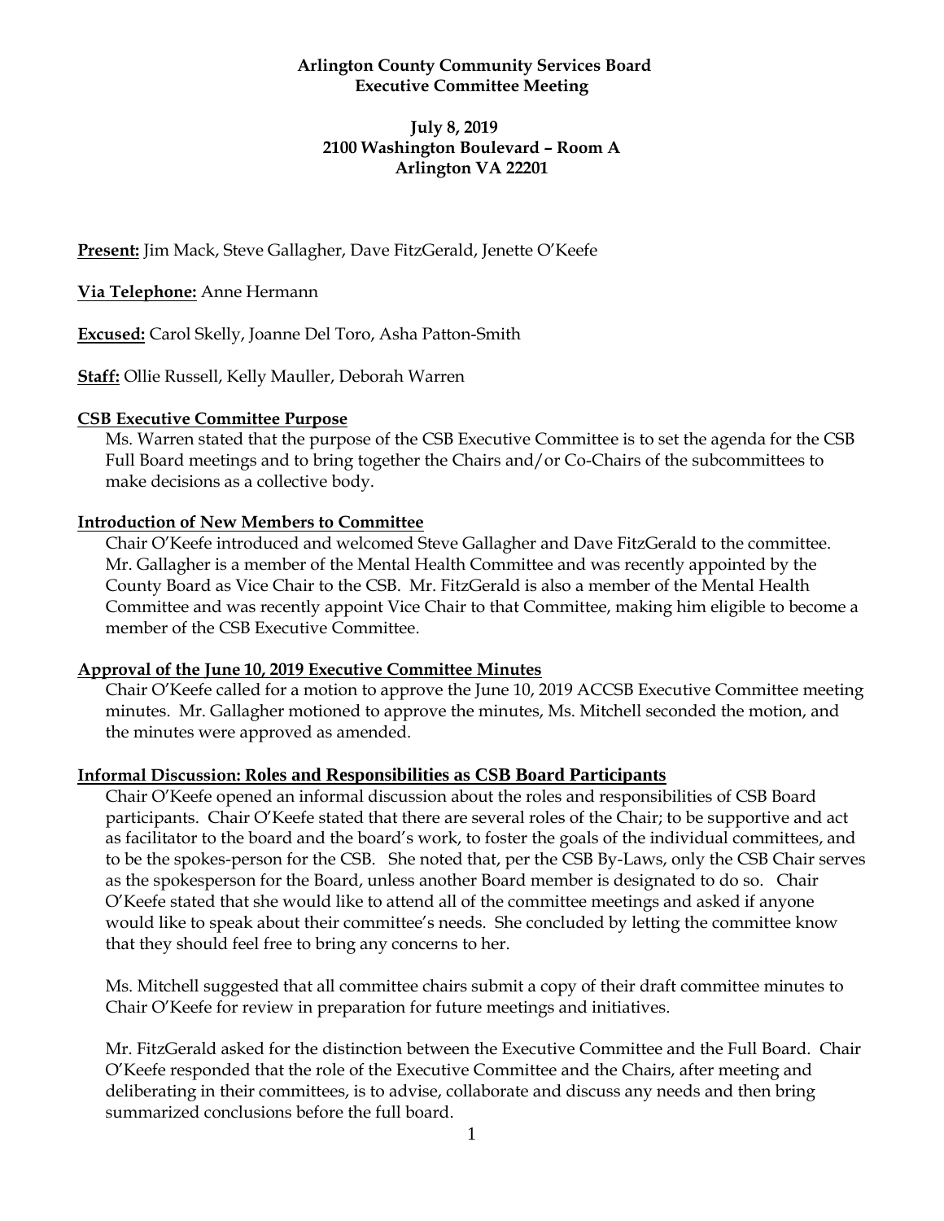**Arlington County Community Services Board**
**Executive Committee Meeting**

**July 8, 2019**
**2100 Washington Boulevard – Room A**
**Arlington VA 22201**

**Present:** Jim Mack, Steve Gallagher, Dave FitzGerald, Jenette O'Keefe

**Via Telephone:** Anne Hermann

**Excused:** Carol Skelly, Joanne Del Toro, Asha Patton-Smith

**Staff:** Ollie Russell, Kelly Mauller, Deborah Warren

## CSB Executive Committee Purpose

Ms. Warren stated that the purpose of the CSB Executive Committee is to set the agenda for the CSB Full Board meetings and to bring together the Chairs and/or Co-Chairs of the subcommittees to make decisions as a collective body.

## Introduction of New Members to Committee

Chair O'Keefe introduced and welcomed Steve Gallagher and Dave FitzGerald to the committee. Mr. Gallagher is a member of the Mental Health Committee and was recently appointed by the County Board as Vice Chair to the CSB. Mr. FitzGerald is also a member of the Mental Health Committee and was recently appoint Vice Chair to that Committee, making him eligible to become a member of the CSB Executive Committee.

## Approval of the June 10, 2019 Executive Committee Minutes

Chair O'Keefe called for a motion to approve the June 10, 2019 ACCSB Executive Committee meeting minutes. Mr. Gallagher motioned to approve the minutes, Ms. Mitchell seconded the motion, and the minutes were approved as amended.

## Informal Discussion: Roles and Responsibilities as CSB Board Participants

Chair O'Keefe opened an informal discussion about the roles and responsibilities of CSB Board participants. Chair O'Keefe stated that there are several roles of the Chair; to be supportive and act as facilitator to the board and the board's work, to foster the goals of the individual committees, and to be the spokes-person for the CSB. She noted that, per the CSB By-Laws, only the CSB Chair serves as the spokesperson for the Board, unless another Board member is designated to do so. Chair O'Keefe stated that she would like to attend all of the committee meetings and asked if anyone would like to speak about their committee's needs. She concluded by letting the committee know that they should feel free to bring any concerns to her.

Ms. Mitchell suggested that all committee chairs submit a copy of their draft committee minutes to Chair O'Keefe for review in preparation for future meetings and initiatives.

Mr. FitzGerald asked for the distinction between the Executive Committee and the Full Board. Chair O'Keefe responded that the role of the Executive Committee and the Chairs, after meeting and deliberating in their committees, is to advise, collaborate and discuss any needs and then bring summarized conclusions before the full board.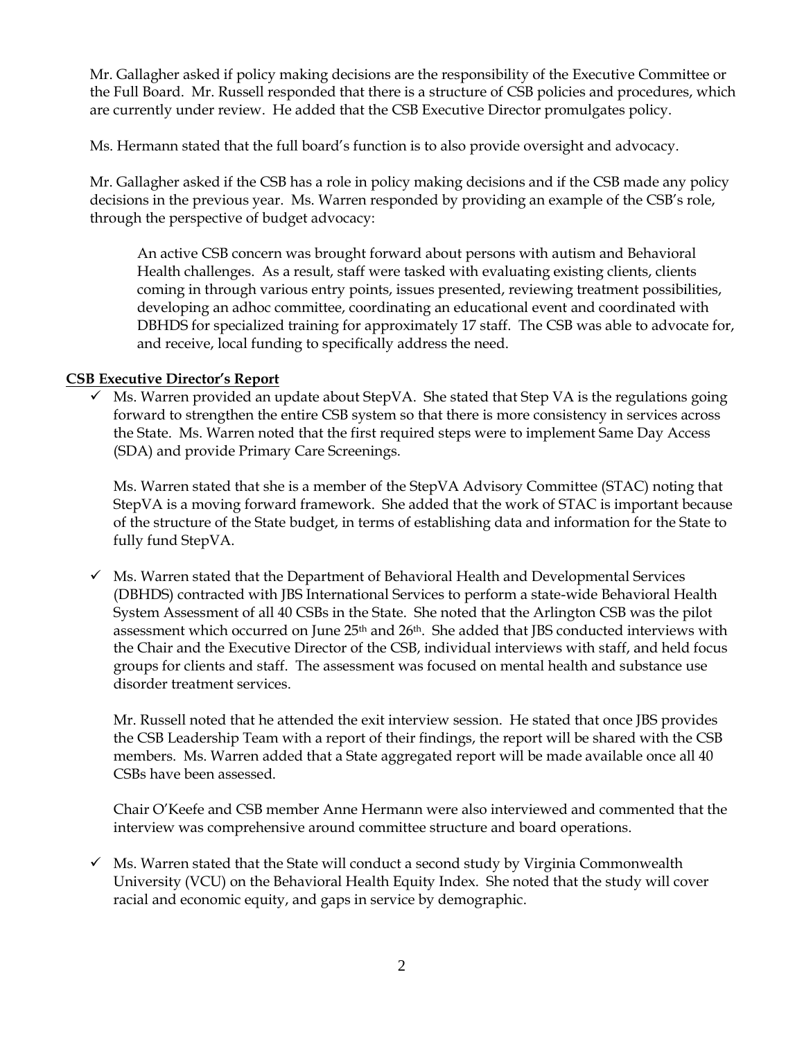Mr. Gallagher asked if policy making decisions are the responsibility of the Executive Committee or the Full Board. Mr. Russell responded that there is a structure of CSB policies and procedures, which are currently under review. He added that the CSB Executive Director promulgates policy.

Ms. Hermann stated that the full board's function is to also provide oversight and advocacy.

Mr. Gallagher asked if the CSB has a role in policy making decisions and if the CSB made any policy decisions in the previous year. Ms. Warren responded by providing an example of the CSB's role, through the perspective of budget advocacy:

> An active CSB concern was brought forward about persons with autism and Behavioral Health challenges. As a result, staff were tasked with evaluating existing clients, clients coming in through various entry points, issues presented, reviewing treatment possibilities, developing an adhoc committee, coordinating an educational event and coordinated with DBHDS for specialized training for approximately 17 staff. The CSB was able to advocate for, and receive, local funding to specifically address the need.

**CSB Executive Director's Report**

- ✓ Ms. Warren provided an update about StepVA. She stated that Step VA is the regulations going forward to strengthen the entire CSB system so that there is more consistency in services across the State. Ms. Warren noted that the first required steps were to implement Same Day Access (SDA) and provide Primary Care Screenings.

  Ms. Warren stated that she is a member of the StepVA Advisory Committee (STAC) noting that StepVA is a moving forward framework. She added that the work of STAC is important because of the structure of the State budget, in terms of establishing data and information for the State to fully fund StepVA.

- ✓ Ms. Warren stated that the Department of Behavioral Health and Developmental Services (DBHDS) contracted with JBS International Services to perform a state-wide Behavioral Health System Assessment of all 40 CSBs in the State. She noted that the Arlington CSB was the pilot assessment which occurred on June 25th and 26th. She added that JBS conducted interviews with the Chair and the Executive Director of the CSB, individual interviews with staff, and held focus groups for clients and staff. The assessment was focused on mental health and substance use disorder treatment services.

  Mr. Russell noted that he attended the exit interview session. He stated that once JBS provides the CSB Leadership Team with a report of their findings, the report will be shared with the CSB members. Ms. Warren added that a State aggregated report will be made available once all 40 CSBs have been assessed.

  Chair O'Keefe and CSB member Anne Hermann were also interviewed and commented that the interview was comprehensive around committee structure and board operations.

- ✓ Ms. Warren stated that the State will conduct a second study by Virginia Commonwealth University (VCU) on the Behavioral Health Equity Index. She noted that the study will cover racial and economic equity, and gaps in service by demographic.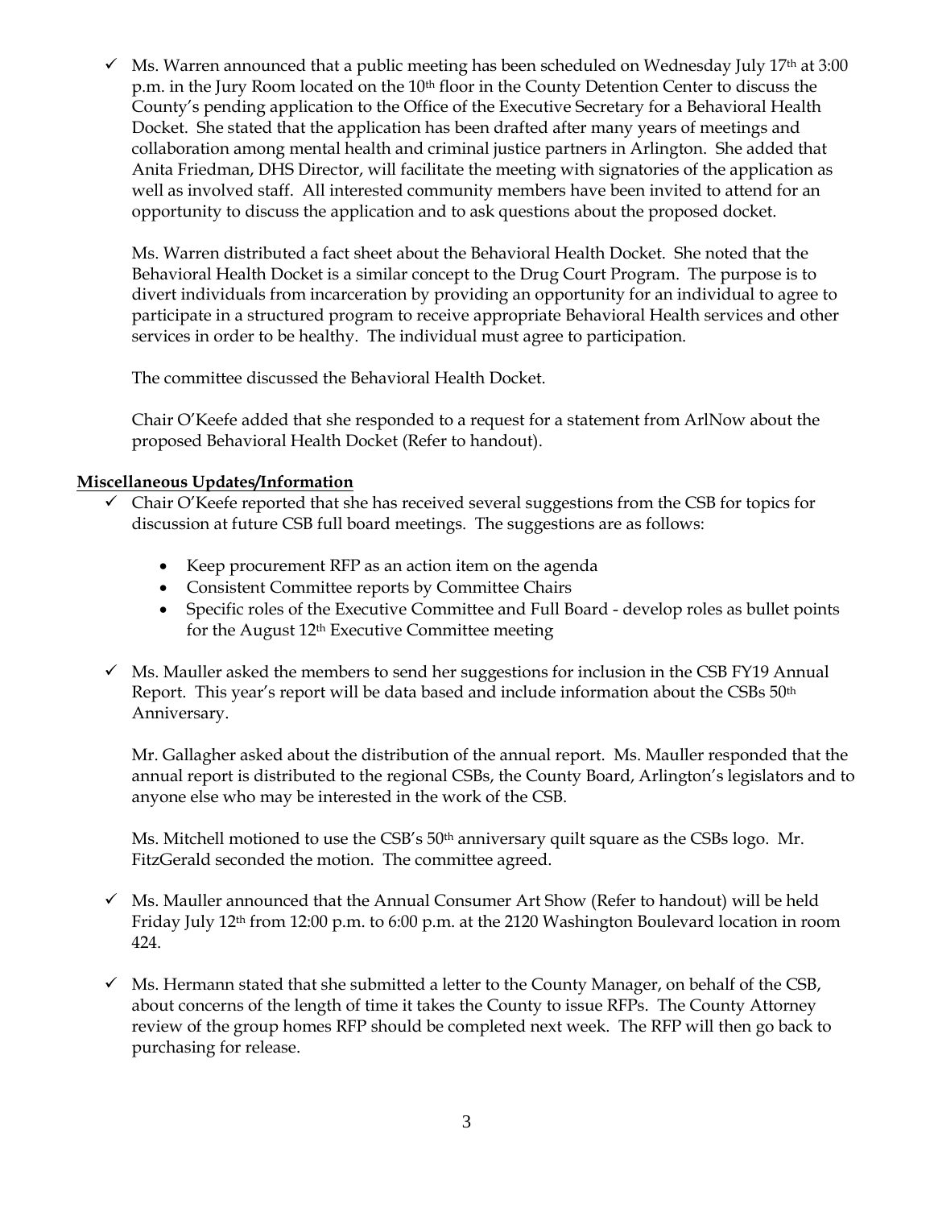- ✓ Ms. Warren announced that a public meeting has been scheduled on Wednesday July 17th at 3:00 p.m. in the Jury Room located on the 10th floor in the County Detention Center to discuss the County's pending application to the Office of the Executive Secretary for a Behavioral Health Docket. She stated that the application has been drafted after many years of meetings and collaboration among mental health and criminal justice partners in Arlington. She added that Anita Friedman, DHS Director, will facilitate the meeting with signatories of the application as well as involved staff. All interested community members have been invited to attend for an opportunity to discuss the application and to ask questions about the proposed docket.

  Ms. Warren distributed a fact sheet about the Behavioral Health Docket. She noted that the Behavioral Health Docket is a similar concept to the Drug Court Program. The purpose is to divert individuals from incarceration by providing an opportunity for an individual to agree to participate in a structured program to receive appropriate Behavioral Health services and other services in order to be healthy. The individual must agree to participation.

  The committee discussed the Behavioral Health Docket.

  Chair O'Keefe added that she responded to a request for a statement from ArlNow about the proposed Behavioral Health Docket (Refer to handout).

**Miscellaneous Updates/Information**

- ✓ Chair O'Keefe reported that she has received several suggestions from the CSB for topics for discussion at future CSB full board meetings. The suggestions are as follows:
  - Keep procurement RFP as an action item on the agenda
  - Consistent Committee reports by Committee Chairs
  - Specific roles of the Executive Committee and Full Board - develop roles as bullet points for the August 12th Executive Committee meeting

- ✓ Ms. Mauller asked the members to send her suggestions for inclusion in the CSB FY19 Annual Report. This year's report will be data based and include information about the CSBs 50th Anniversary.

  Mr. Gallagher asked about the distribution of the annual report. Ms. Mauller responded that the annual report is distributed to the regional CSBs, the County Board, Arlington's legislators and to anyone else who may be interested in the work of the CSB.

  Ms. Mitchell motioned to use the CSB's 50th anniversary quilt square as the CSBs logo. Mr. FitzGerald seconded the motion. The committee agreed.

- ✓ Ms. Mauller announced that the Annual Consumer Art Show (Refer to handout) will be held Friday July 12th from 12:00 p.m. to 6:00 p.m. at the 2120 Washington Boulevard location in room 424.

- ✓ Ms. Hermann stated that she submitted a letter to the County Manager, on behalf of the CSB, about concerns of the length of time it takes the County to issue RFPs. The County Attorney review of the group homes RFP should be completed next week. The RFP will then go back to purchasing for release.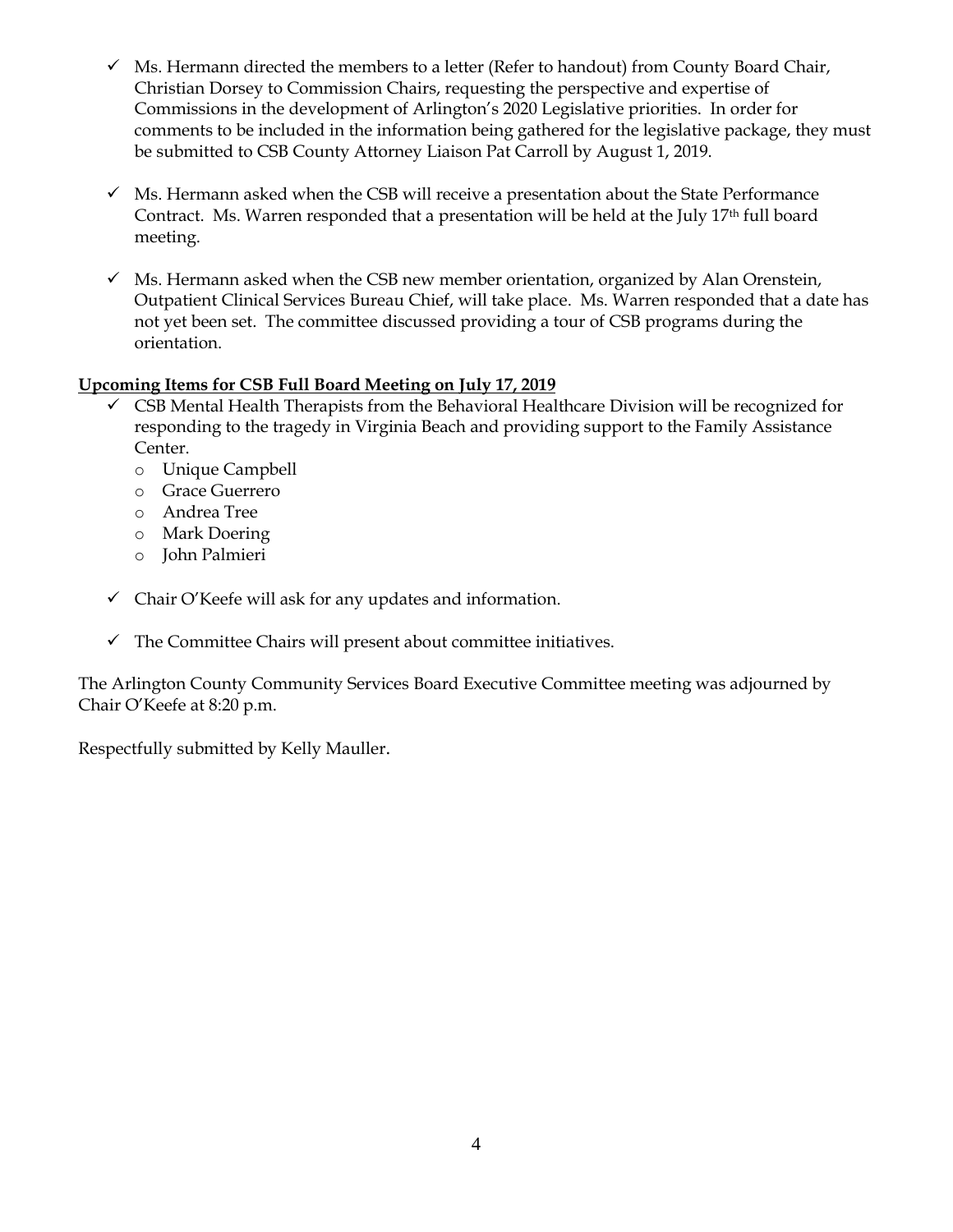- ✓ Ms. Hermann directed the members to a letter (Refer to handout) from County Board Chair, Christian Dorsey to Commission Chairs, requesting the perspective and expertise of Commissions in the development of Arlington's 2020 Legislative priorities. In order for comments to be included in the information being gathered for the legislative package, they must be submitted to CSB County Attorney Liaison Pat Carroll by August 1, 2019.

- ✓ Ms. Hermann asked when the CSB will receive a presentation about the State Performance Contract. Ms. Warren responded that a presentation will be held at the July 17th full board meeting.

- ✓ Ms. Hermann asked when the CSB new member orientation, organized by Alan Orenstein, Outpatient Clinical Services Bureau Chief, will take place. Ms. Warren responded that a date has not yet been set. The committee discussed providing a tour of CSB programs during the orientation.

**Upcoming Items for CSB Full Board Meeting on July 17, 2019**

- ✓ CSB Mental Health Therapists from the Behavioral Healthcare Division will be recognized for responding to the tragedy in Virginia Beach and providing support to the Family Assistance Center.
  - Unique Campbell
  - Grace Guerrero
  - Andrea Tree
  - Mark Doering
  - John Palmieri

- ✓ Chair O'Keefe will ask for any updates and information.

- ✓ The Committee Chairs will present about committee initiatives.

The Arlington County Community Services Board Executive Committee meeting was adjourned by Chair O'Keefe at 8:20 p.m.

Respectfully submitted by Kelly Mauller.